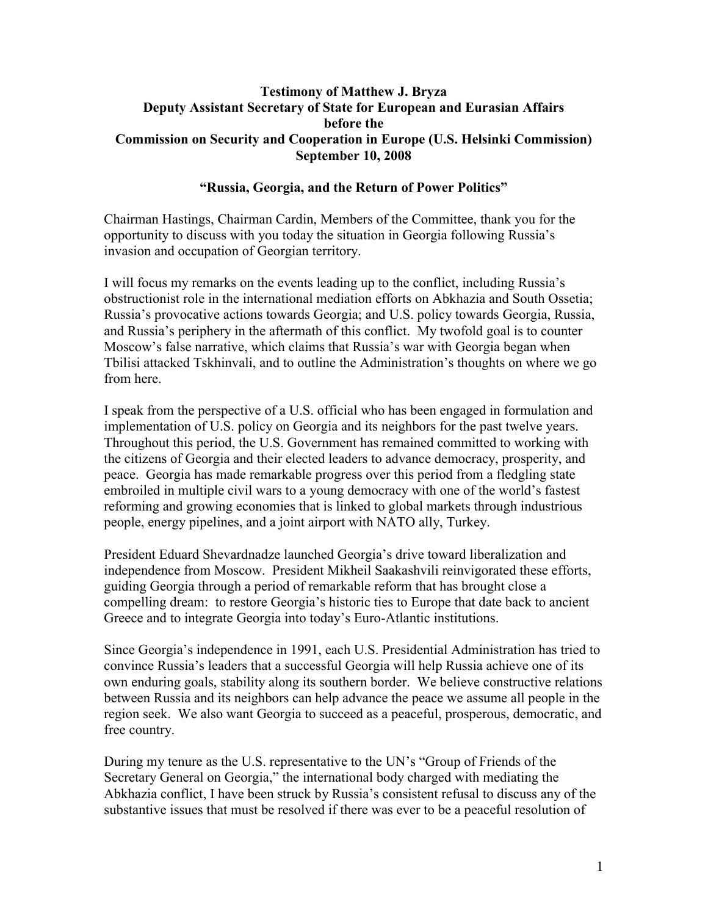**Testimony of Matthew J. Bryza**
**Deputy Assistant Secretary of State for European and Eurasian Affairs**
**before the**
**Commission on Security and Cooperation in Europe (U.S. Helsinki Commission)**
**September 10, 2008**

## "Russia, Georgia, and the Return of Power Politics"

Chairman Hastings, Chairman Cardin, Members of the Committee, thank you for the opportunity to discuss with you today the situation in Georgia following Russia's invasion and occupation of Georgian territory.

I will focus my remarks on the events leading up to the conflict, including Russia's obstructionist role in the international mediation efforts on Abkhazia and South Ossetia; Russia's provocative actions towards Georgia; and U.S. policy towards Georgia, Russia, and Russia's periphery in the aftermath of this conflict. My twofold goal is to counter Moscow's false narrative, which claims that Russia's war with Georgia began when Tbilisi attacked Tskhinvali, and to outline the Administration's thoughts on where we go from here.

I speak from the perspective of a U.S. official who has been engaged in formulation and implementation of U.S. policy on Georgia and its neighbors for the past twelve years. Throughout this period, the U.S. Government has remained committed to working with the citizens of Georgia and their elected leaders to advance democracy, prosperity, and peace. Georgia has made remarkable progress over this period from a fledgling state embroiled in multiple civil wars to a young democracy with one of the world's fastest reforming and growing economies that is linked to global markets through industrious people, energy pipelines, and a joint airport with NATO ally, Turkey.

President Eduard Shevardnadze launched Georgia's drive toward liberalization and independence from Moscow. President Mikheil Saakashvili reinvigorated these efforts, guiding Georgia through a period of remarkable reform that has brought close a compelling dream: to restore Georgia's historic ties to Europe that date back to ancient Greece and to integrate Georgia into today's Euro-Atlantic institutions.

Since Georgia's independence in 1991, each U.S. Presidential Administration has tried to convince Russia's leaders that a successful Georgia will help Russia achieve one of its own enduring goals, stability along its southern border. We believe constructive relations between Russia and its neighbors can help advance the peace we assume all people in the region seek. We also want Georgia to succeed as a peaceful, prosperous, democratic, and free country.

During my tenure as the U.S. representative to the UN's "Group of Friends of the Secretary General on Georgia," the international body charged with mediating the Abkhazia conflict, I have been struck by Russia's consistent refusal to discuss any of the substantive issues that must be resolved if there was ever to be a peaceful resolution of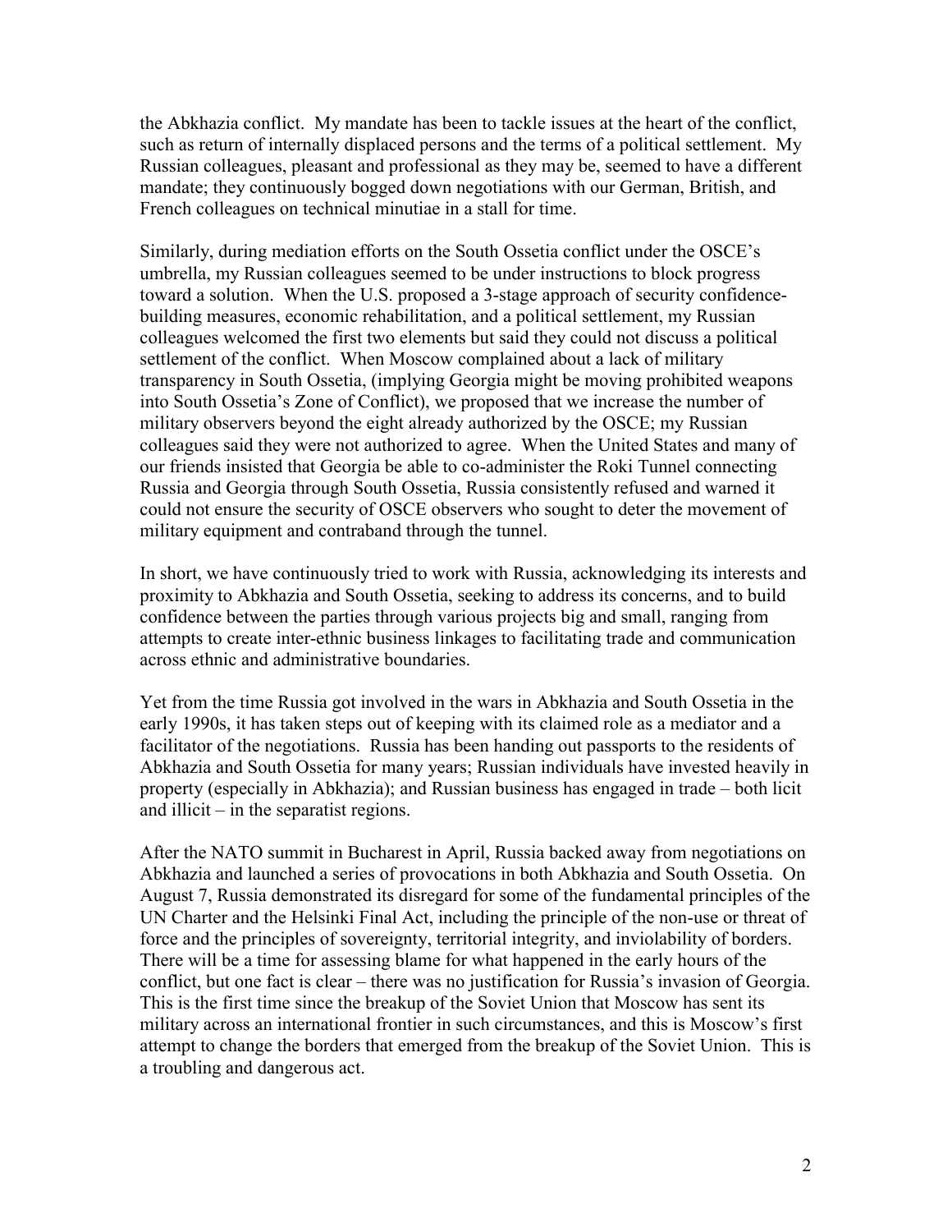the Abkhazia conflict. My mandate has been to tackle issues at the heart of the conflict, such as return of internally displaced persons and the terms of a political settlement. My Russian colleagues, pleasant and professional as they may be, seemed to have a different mandate; they continuously bogged down negotiations with our German, British, and French colleagues on technical minutiae in a stall for time.

Similarly, during mediation efforts on the South Ossetia conflict under the OSCE's umbrella, my Russian colleagues seemed to be under instructions to block progress toward a solution. When the U.S. proposed a 3-stage approach of security confidence-building measures, economic rehabilitation, and a political settlement, my Russian colleagues welcomed the first two elements but said they could not discuss a political settlement of the conflict. When Moscow complained about a lack of military transparency in South Ossetia, (implying Georgia might be moving prohibited weapons into South Ossetia's Zone of Conflict), we proposed that we increase the number of military observers beyond the eight already authorized by the OSCE; my Russian colleagues said they were not authorized to agree. When the United States and many of our friends insisted that Georgia be able to co-administer the Roki Tunnel connecting Russia and Georgia through South Ossetia, Russia consistently refused and warned it could not ensure the security of OSCE observers who sought to deter the movement of military equipment and contraband through the tunnel.

In short, we have continuously tried to work with Russia, acknowledging its interests and proximity to Abkhazia and South Ossetia, seeking to address its concerns, and to build confidence between the parties through various projects big and small, ranging from attempts to create inter-ethnic business linkages to facilitating trade and communication across ethnic and administrative boundaries.

Yet from the time Russia got involved in the wars in Abkhazia and South Ossetia in the early 1990s, it has taken steps out of keeping with its claimed role as a mediator and a facilitator of the negotiations. Russia has been handing out passports to the residents of Abkhazia and South Ossetia for many years; Russian individuals have invested heavily in property (especially in Abkhazia); and Russian business has engaged in trade – both licit and illicit – in the separatist regions.

After the NATO summit in Bucharest in April, Russia backed away from negotiations on Abkhazia and launched a series of provocations in both Abkhazia and South Ossetia. On August 7, Russia demonstrated its disregard for some of the fundamental principles of the UN Charter and the Helsinki Final Act, including the principle of the non-use or threat of force and the principles of sovereignty, territorial integrity, and inviolability of borders. There will be a time for assessing blame for what happened in the early hours of the conflict, but one fact is clear – there was no justification for Russia's invasion of Georgia. This is the first time since the breakup of the Soviet Union that Moscow has sent its military across an international frontier in such circumstances, and this is Moscow's first attempt to change the borders that emerged from the breakup of the Soviet Union. This is a troubling and dangerous act.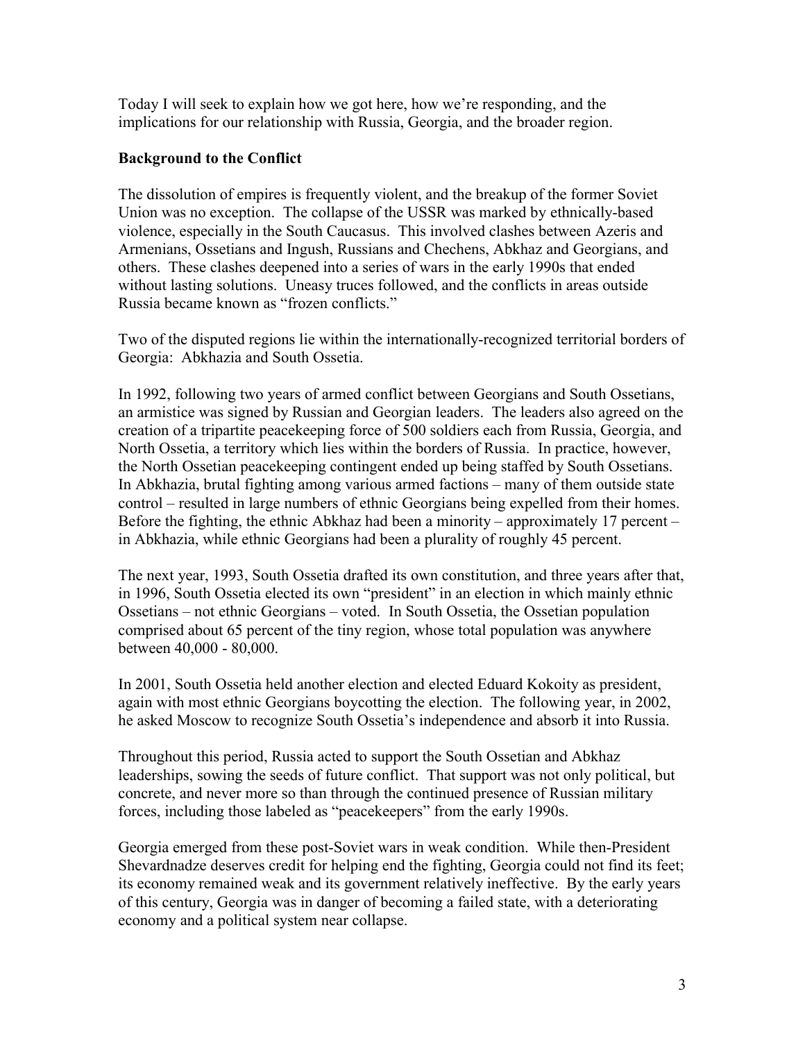Today I will seek to explain how we got here, how we're responding, and the implications for our relationship with Russia, Georgia, and the broader region.

**Background to the Conflict**

The dissolution of empires is frequently violent, and the breakup of the former Soviet Union was no exception. The collapse of the USSR was marked by ethnically-based violence, especially in the South Caucasus. This involved clashes between Azeris and Armenians, Ossetians and Ingush, Russians and Chechens, Abkhaz and Georgians, and others. These clashes deepened into a series of wars in the early 1990s that ended without lasting solutions. Uneasy truces followed, and the conflicts in areas outside Russia became known as "frozen conflicts."

Two of the disputed regions lie within the internationally-recognized territorial borders of Georgia: Abkhazia and South Ossetia.

In 1992, following two years of armed conflict between Georgians and South Ossetians, an armistice was signed by Russian and Georgian leaders. The leaders also agreed on the creation of a tripartite peacekeeping force of 500 soldiers each from Russia, Georgia, and North Ossetia, a territory which lies within the borders of Russia. In practice, however, the North Ossetian peacekeeping contingent ended up being staffed by South Ossetians. In Abkhazia, brutal fighting among various armed factions – many of them outside state control – resulted in large numbers of ethnic Georgians being expelled from their homes. Before the fighting, the ethnic Abkhaz had been a minority – approximately 17 percent – in Abkhazia, while ethnic Georgians had been a plurality of roughly 45 percent.

The next year, 1993, South Ossetia drafted its own constitution, and three years after that, in 1996, South Ossetia elected its own "president" in an election in which mainly ethnic Ossetians – not ethnic Georgians – voted. In South Ossetia, the Ossetian population comprised about 65 percent of the tiny region, whose total population was anywhere between 40,000 - 80,000.

In 2001, South Ossetia held another election and elected Eduard Kokoity as president, again with most ethnic Georgians boycotting the election. The following year, in 2002, he asked Moscow to recognize South Ossetia's independence and absorb it into Russia.

Throughout this period, Russia acted to support the South Ossetian and Abkhaz leaderships, sowing the seeds of future conflict. That support was not only political, but concrete, and never more so than through the continued presence of Russian military forces, including those labeled as "peacekeepers" from the early 1990s.

Georgia emerged from these post-Soviet wars in weak condition. While then-President Shevardnadze deserves credit for helping end the fighting, Georgia could not find its feet; its economy remained weak and its government relatively ineffective. By the early years of this century, Georgia was in danger of becoming a failed state, with a deteriorating economy and a political system near collapse.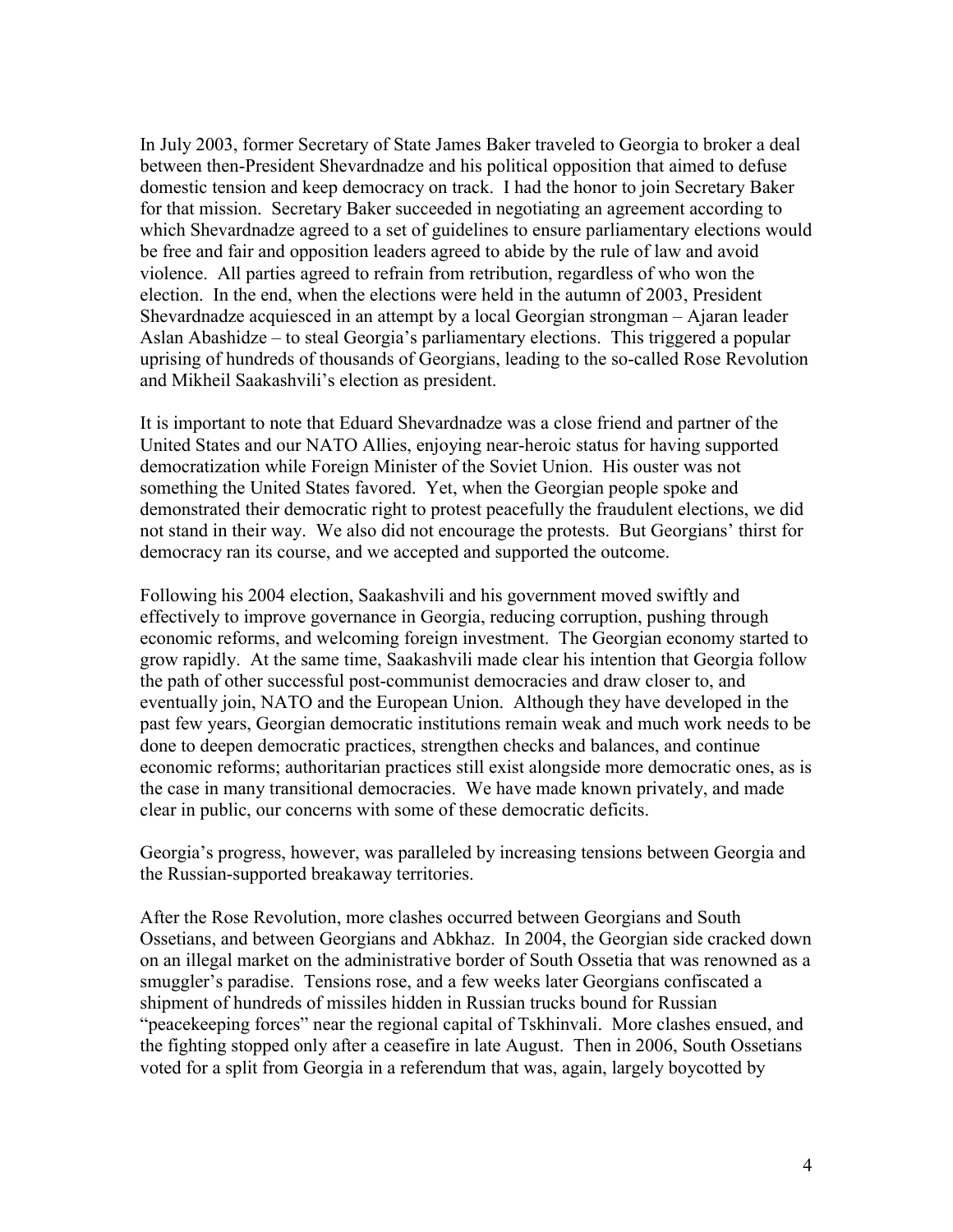In July 2003, former Secretary of State James Baker traveled to Georgia to broker a deal between then-President Shevardnadze and his political opposition that aimed to defuse domestic tension and keep democracy on track. I had the honor to join Secretary Baker for that mission. Secretary Baker succeeded in negotiating an agreement according to which Shevardnadze agreed to a set of guidelines to ensure parliamentary elections would be free and fair and opposition leaders agreed to abide by the rule of law and avoid violence. All parties agreed to refrain from retribution, regardless of who won the election. In the end, when the elections were held in the autumn of 2003, President Shevardnadze acquiesced in an attempt by a local Georgian strongman – Ajaran leader Aslan Abashidze – to steal Georgia's parliamentary elections. This triggered a popular uprising of hundreds of thousands of Georgians, leading to the so-called Rose Revolution and Mikheil Saakashvili's election as president.

It is important to note that Eduard Shevardnadze was a close friend and partner of the United States and our NATO Allies, enjoying near-heroic status for having supported democratization while Foreign Minister of the Soviet Union. His ouster was not something the United States favored. Yet, when the Georgian people spoke and demonstrated their democratic right to protest peacefully the fraudulent elections, we did not stand in their way. We also did not encourage the protests. But Georgians' thirst for democracy ran its course, and we accepted and supported the outcome.

Following his 2004 election, Saakashvili and his government moved swiftly and effectively to improve governance in Georgia, reducing corruption, pushing through economic reforms, and welcoming foreign investment. The Georgian economy started to grow rapidly. At the same time, Saakashvili made clear his intention that Georgia follow the path of other successful post-communist democracies and draw closer to, and eventually join, NATO and the European Union. Although they have developed in the past few years, Georgian democratic institutions remain weak and much work needs to be done to deepen democratic practices, strengthen checks and balances, and continue economic reforms; authoritarian practices still exist alongside more democratic ones, as is the case in many transitional democracies. We have made known privately, and made clear in public, our concerns with some of these democratic deficits.

Georgia's progress, however, was paralleled by increasing tensions between Georgia and the Russian-supported breakaway territories.

After the Rose Revolution, more clashes occurred between Georgians and South Ossetians, and between Georgians and Abkhaz. In 2004, the Georgian side cracked down on an illegal market on the administrative border of South Ossetia that was renowned as a smuggler's paradise. Tensions rose, and a few weeks later Georgians confiscated a shipment of hundreds of missiles hidden in Russian trucks bound for Russian "peacekeeping forces" near the regional capital of Tskhinvali. More clashes ensued, and the fighting stopped only after a ceasefire in late August. Then in 2006, South Ossetians voted for a split from Georgia in a referendum that was, again, largely boycotted by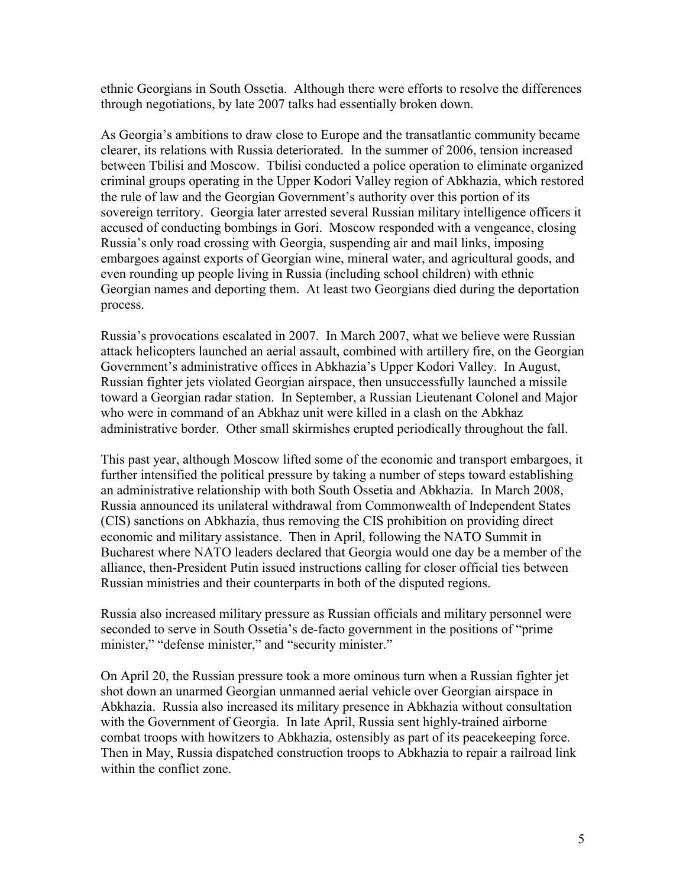ethnic Georgians in South Ossetia. Although there were efforts to resolve the differences through negotiations, by late 2007 talks had essentially broken down.

As Georgia's ambitions to draw close to Europe and the transatlantic community became clearer, its relations with Russia deteriorated. In the summer of 2006, tension increased between Tbilisi and Moscow. Tbilisi conducted a police operation to eliminate organized criminal groups operating in the Upper Kodori Valley region of Abkhazia, which restored the rule of law and the Georgian Government's authority over this portion of its sovereign territory. Georgia later arrested several Russian military intelligence officers it accused of conducting bombings in Gori. Moscow responded with a vengeance, closing Russia's only road crossing with Georgia, suspending air and mail links, imposing embargoes against exports of Georgian wine, mineral water, and agricultural goods, and even rounding up people living in Russia (including school children) with ethnic Georgian names and deporting them. At least two Georgians died during the deportation process.

Russia's provocations escalated in 2007. In March 2007, what we believe were Russian attack helicopters launched an aerial assault, combined with artillery fire, on the Georgian Government's administrative offices in Abkhazia's Upper Kodori Valley. In August, Russian fighter jets violated Georgian airspace, then unsuccessfully launched a missile toward a Georgian radar station. In September, a Russian Lieutenant Colonel and Major who were in command of an Abkhaz unit were killed in a clash on the Abkhaz administrative border. Other small skirmishes erupted periodically throughout the fall.

This past year, although Moscow lifted some of the economic and transport embargoes, it further intensified the political pressure by taking a number of steps toward establishing an administrative relationship with both South Ossetia and Abkhazia. In March 2008, Russia announced its unilateral withdrawal from Commonwealth of Independent States (CIS) sanctions on Abkhazia, thus removing the CIS prohibition on providing direct economic and military assistance. Then in April, following the NATO Summit in Bucharest where NATO leaders declared that Georgia would one day be a member of the alliance, then-President Putin issued instructions calling for closer official ties between Russian ministries and their counterparts in both of the disputed regions.

Russia also increased military pressure as Russian officials and military personnel were seconded to serve in South Ossetia's de-facto government in the positions of "prime minister," "defense minister," and "security minister."

On April 20, the Russian pressure took a more ominous turn when a Russian fighter jet shot down an unarmed Georgian unmanned aerial vehicle over Georgian airspace in Abkhazia. Russia also increased its military presence in Abkhazia without consultation with the Government of Georgia. In late April, Russia sent highly-trained airborne combat troops with howitzers to Abkhazia, ostensibly as part of its peacekeeping force. Then in May, Russia dispatched construction troops to Abkhazia to repair a railroad link within the conflict zone.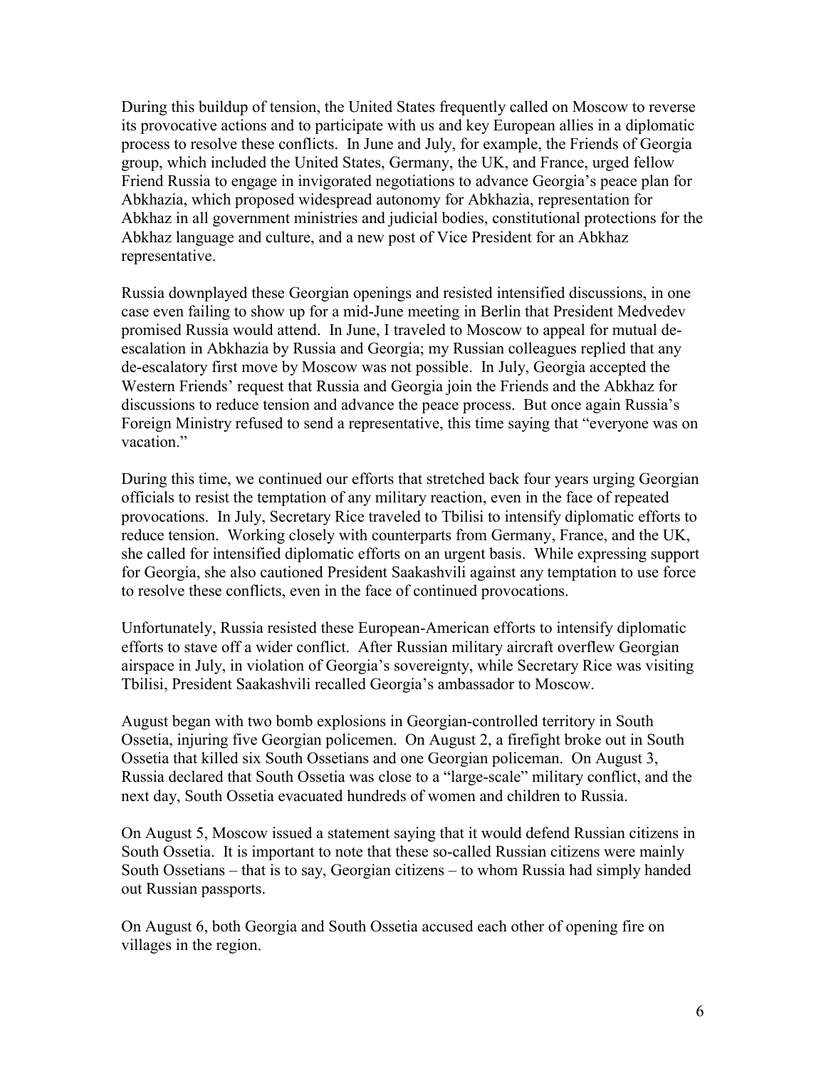During this buildup of tension, the United States frequently called on Moscow to reverse its provocative actions and to participate with us and key European allies in a diplomatic process to resolve these conflicts. In June and July, for example, the Friends of Georgia group, which included the United States, Germany, the UK, and France, urged fellow Friend Russia to engage in invigorated negotiations to advance Georgia's peace plan for Abkhazia, which proposed widespread autonomy for Abkhazia, representation for Abkhaz in all government ministries and judicial bodies, constitutional protections for the Abkhaz language and culture, and a new post of Vice President for an Abkhaz representative.

Russia downplayed these Georgian openings and resisted intensified discussions, in one case even failing to show up for a mid-June meeting in Berlin that President Medvedev promised Russia would attend. In June, I traveled to Moscow to appeal for mutual de-escalation in Abkhazia by Russia and Georgia; my Russian colleagues replied that any de-escalatory first move by Moscow was not possible. In July, Georgia accepted the Western Friends' request that Russia and Georgia join the Friends and the Abkhaz for discussions to reduce tension and advance the peace process. But once again Russia's Foreign Ministry refused to send a representative, this time saying that "everyone was on vacation."

During this time, we continued our efforts that stretched back four years urging Georgian officials to resist the temptation of any military reaction, even in the face of repeated provocations. In July, Secretary Rice traveled to Tbilisi to intensify diplomatic efforts to reduce tension. Working closely with counterparts from Germany, France, and the UK, she called for intensified diplomatic efforts on an urgent basis. While expressing support for Georgia, she also cautioned President Saakashvili against any temptation to use force to resolve these conflicts, even in the face of continued provocations.

Unfortunately, Russia resisted these European-American efforts to intensify diplomatic efforts to stave off a wider conflict. After Russian military aircraft overflew Georgian airspace in July, in violation of Georgia's sovereignty, while Secretary Rice was visiting Tbilisi, President Saakashvili recalled Georgia's ambassador to Moscow.

August began with two bomb explosions in Georgian-controlled territory in South Ossetia, injuring five Georgian policemen. On August 2, a firefight broke out in South Ossetia that killed six South Ossetians and one Georgian policeman. On August 3, Russia declared that South Ossetia was close to a "large-scale" military conflict, and the next day, South Ossetia evacuated hundreds of women and children to Russia.

On August 5, Moscow issued a statement saying that it would defend Russian citizens in South Ossetia. It is important to note that these so-called Russian citizens were mainly South Ossetians – that is to say, Georgian citizens – to whom Russia had simply handed out Russian passports.

On August 6, both Georgia and South Ossetia accused each other of opening fire on villages in the region.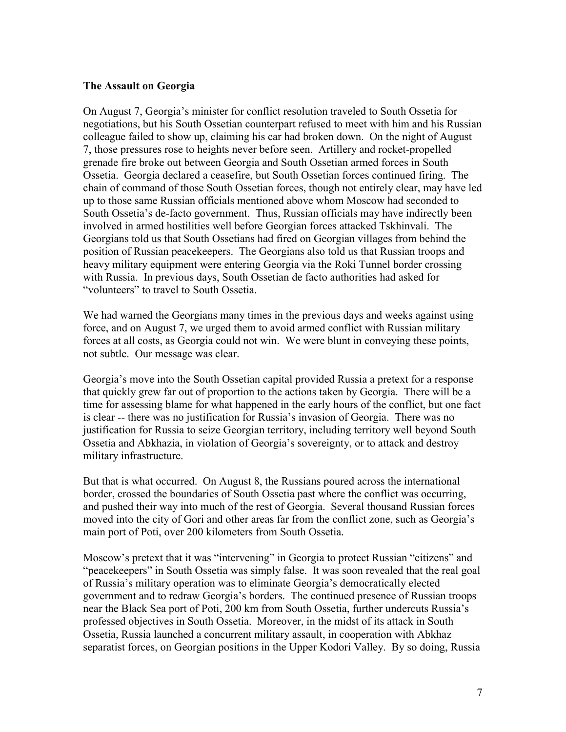**The Assault on Georgia**

On August 7, Georgia's minister for conflict resolution traveled to South Ossetia for negotiations, but his South Ossetian counterpart refused to meet with him and his Russian colleague failed to show up, claiming his car had broken down. On the night of August 7, those pressures rose to heights never before seen. Artillery and rocket-propelled grenade fire broke out between Georgia and South Ossetian armed forces in South Ossetia. Georgia declared a ceasefire, but South Ossetian forces continued firing. The chain of command of those South Ossetian forces, though not entirely clear, may have led up to those same Russian officials mentioned above whom Moscow had seconded to South Ossetia's de-facto government. Thus, Russian officials may have indirectly been involved in armed hostilities well before Georgian forces attacked Tskhinvali. The Georgians told us that South Ossetians had fired on Georgian villages from behind the position of Russian peacekeepers. The Georgians also told us that Russian troops and heavy military equipment were entering Georgia via the Roki Tunnel border crossing with Russia. In previous days, South Ossetian de facto authorities had asked for "volunteers" to travel to South Ossetia.

We had warned the Georgians many times in the previous days and weeks against using force, and on August 7, we urged them to avoid armed conflict with Russian military forces at all costs, as Georgia could not win. We were blunt in conveying these points, not subtle. Our message was clear.

Georgia's move into the South Ossetian capital provided Russia a pretext for a response that quickly grew far out of proportion to the actions taken by Georgia. There will be a time for assessing blame for what happened in the early hours of the conflict, but one fact is clear -- there was no justification for Russia's invasion of Georgia. There was no justification for Russia to seize Georgian territory, including territory well beyond South Ossetia and Abkhazia, in violation of Georgia's sovereignty, or to attack and destroy military infrastructure.

But that is what occurred. On August 8, the Russians poured across the international border, crossed the boundaries of South Ossetia past where the conflict was occurring, and pushed their way into much of the rest of Georgia. Several thousand Russian forces moved into the city of Gori and other areas far from the conflict zone, such as Georgia's main port of Poti, over 200 kilometers from South Ossetia.

Moscow's pretext that it was "intervening" in Georgia to protect Russian "citizens" and "peacekeepers" in South Ossetia was simply false. It was soon revealed that the real goal of Russia's military operation was to eliminate Georgia's democratically elected government and to redraw Georgia's borders. The continued presence of Russian troops near the Black Sea port of Poti, 200 km from South Ossetia, further undercuts Russia's professed objectives in South Ossetia. Moreover, in the midst of its attack in South Ossetia, Russia launched a concurrent military assault, in cooperation with Abkhaz separatist forces, on Georgian positions in the Upper Kodori Valley. By so doing, Russia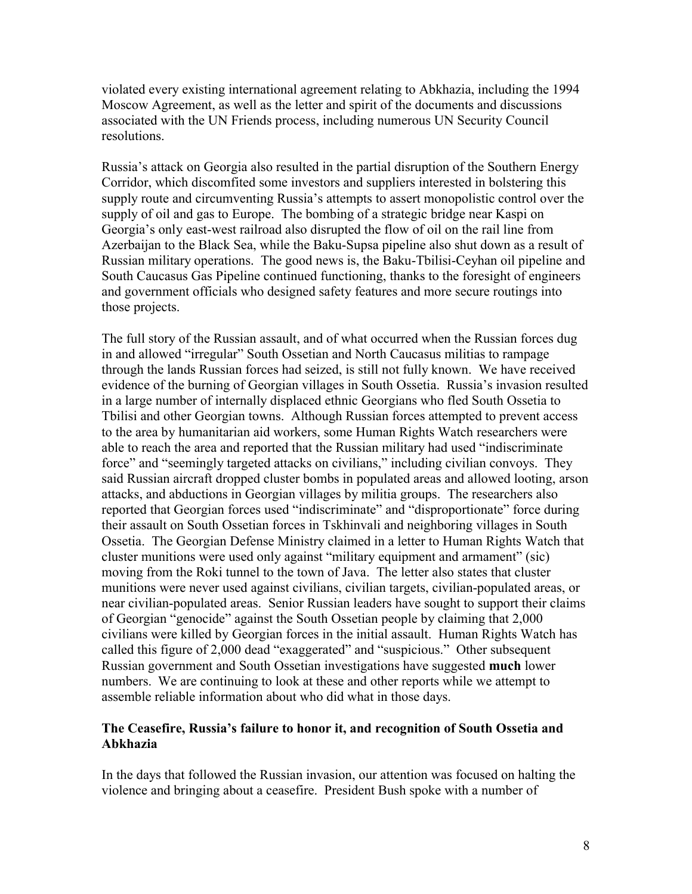violated every existing international agreement relating to Abkhazia, including the 1994 Moscow Agreement, as well as the letter and spirit of the documents and discussions associated with the UN Friends process, including numerous UN Security Council resolutions.

Russia's attack on Georgia also resulted in the partial disruption of the Southern Energy Corridor, which discomfited some investors and suppliers interested in bolstering this supply route and circumventing Russia's attempts to assert monopolistic control over the supply of oil and gas to Europe. The bombing of a strategic bridge near Kaspi on Georgia's only east-west railroad also disrupted the flow of oil on the rail line from Azerbaijan to the Black Sea, while the Baku-Supsa pipeline also shut down as a result of Russian military operations. The good news is, the Baku-Tbilisi-Ceyhan oil pipeline and South Caucasus Gas Pipeline continued functioning, thanks to the foresight of engineers and government officials who designed safety features and more secure routings into those projects.

The full story of the Russian assault, and of what occurred when the Russian forces dug in and allowed "irregular" South Ossetian and North Caucasus militias to rampage through the lands Russian forces had seized, is still not fully known. We have received evidence of the burning of Georgian villages in South Ossetia. Russia's invasion resulted in a large number of internally displaced ethnic Georgians who fled South Ossetia to Tbilisi and other Georgian towns. Although Russian forces attempted to prevent access to the area by humanitarian aid workers, some Human Rights Watch researchers were able to reach the area and reported that the Russian military had used "indiscriminate force" and "seemingly targeted attacks on civilians," including civilian convoys. They said Russian aircraft dropped cluster bombs in populated areas and allowed looting, arson attacks, and abductions in Georgian villages by militia groups. The researchers also reported that Georgian forces used "indiscriminate" and "disproportionate" force during their assault on South Ossetian forces in Tskhinvali and neighboring villages in South Ossetia. The Georgian Defense Ministry claimed in a letter to Human Rights Watch that cluster munitions were used only against "military equipment and armament" (sic) moving from the Roki tunnel to the town of Java. The letter also states that cluster munitions were never used against civilians, civilian targets, civilian-populated areas, or near civilian-populated areas. Senior Russian leaders have sought to support their claims of Georgian "genocide" against the South Ossetian people by claiming that 2,000 civilians were killed by Georgian forces in the initial assault. Human Rights Watch has called this figure of 2,000 dead "exaggerated" and "suspicious." Other subsequent Russian government and South Ossetian investigations have suggested **much** lower numbers. We are continuing to look at these and other reports while we attempt to assemble reliable information about who did what in those days.

### The Ceasefire, Russia's failure to honor it, and recognition of South Ossetia and Abkhazia

In the days that followed the Russian invasion, our attention was focused on halting the violence and bringing about a ceasefire. President Bush spoke with a number of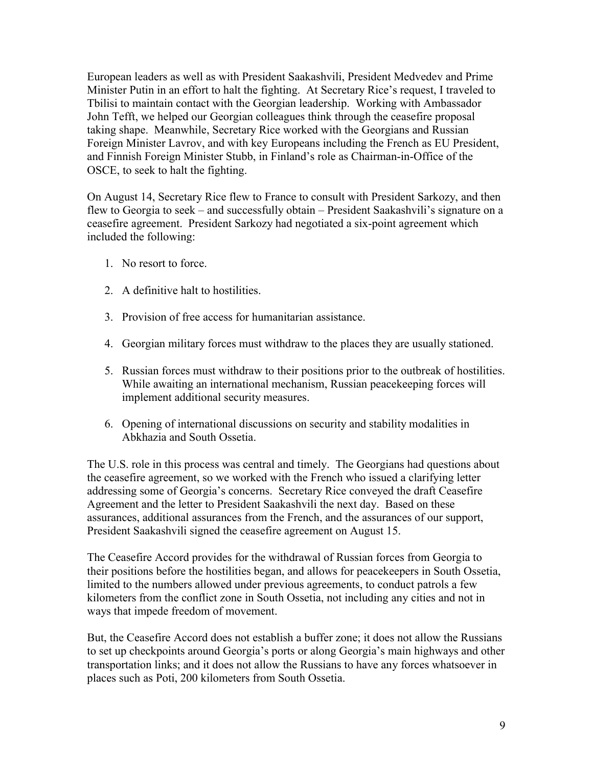European leaders as well as with President Saakashvili, President Medvedev and Prime Minister Putin in an effort to halt the fighting. At Secretary Rice's request, I traveled to Tbilisi to maintain contact with the Georgian leadership. Working with Ambassador John Tefft, we helped our Georgian colleagues think through the ceasefire proposal taking shape. Meanwhile, Secretary Rice worked with the Georgians and Russian Foreign Minister Lavrov, and with key Europeans including the French as EU President, and Finnish Foreign Minister Stubb, in Finland's role as Chairman-in-Office of the OSCE, to seek to halt the fighting.

On August 14, Secretary Rice flew to France to consult with President Sarkozy, and then flew to Georgia to seek – and successfully obtain – President Saakashvili's signature on a ceasefire agreement. President Sarkozy had negotiated a six-point agreement which included the following:

1. No resort to force.
2. A definitive halt to hostilities.
3. Provision of free access for humanitarian assistance.
4. Georgian military forces must withdraw to the places they are usually stationed.
5. Russian forces must withdraw to their positions prior to the outbreak of hostilities. While awaiting an international mechanism, Russian peacekeeping forces will implement additional security measures.
6. Opening of international discussions on security and stability modalities in Abkhazia and South Ossetia.

The U.S. role in this process was central and timely. The Georgians had questions about the ceasefire agreement, so we worked with the French who issued a clarifying letter addressing some of Georgia's concerns. Secretary Rice conveyed the draft Ceasefire Agreement and the letter to President Saakashvili the next day. Based on these assurances, additional assurances from the French, and the assurances of our support, President Saakashvili signed the ceasefire agreement on August 15.

The Ceasefire Accord provides for the withdrawal of Russian forces from Georgia to their positions before the hostilities began, and allows for peacekeepers in South Ossetia, limited to the numbers allowed under previous agreements, to conduct patrols a few kilometers from the conflict zone in South Ossetia, not including any cities and not in ways that impede freedom of movement.

But, the Ceasefire Accord does not establish a buffer zone; it does not allow the Russians to set up checkpoints around Georgia's ports or along Georgia's main highways and other transportation links; and it does not allow the Russians to have any forces whatsoever in places such as Poti, 200 kilometers from South Ossetia.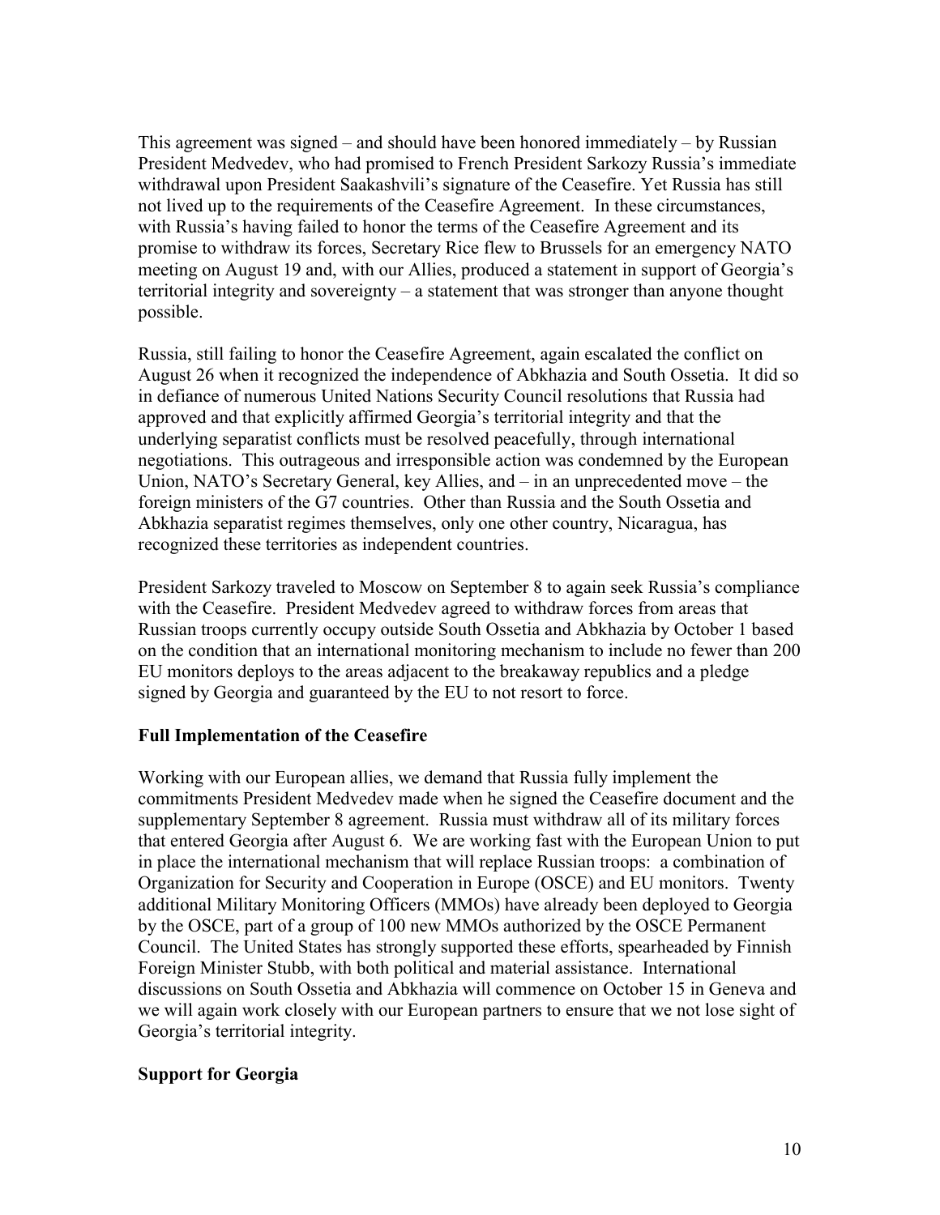This agreement was signed – and should have been honored immediately – by Russian President Medvedev, who had promised to French President Sarkozy Russia's immediate withdrawal upon President Saakashvili's signature of the Ceasefire. Yet Russia has still not lived up to the requirements of the Ceasefire Agreement. In these circumstances, with Russia's having failed to honor the terms of the Ceasefire Agreement and its promise to withdraw its forces, Secretary Rice flew to Brussels for an emergency NATO meeting on August 19 and, with our Allies, produced a statement in support of Georgia's territorial integrity and sovereignty – a statement that was stronger than anyone thought possible.

Russia, still failing to honor the Ceasefire Agreement, again escalated the conflict on August 26 when it recognized the independence of Abkhazia and South Ossetia. It did so in defiance of numerous United Nations Security Council resolutions that Russia had approved and that explicitly affirmed Georgia's territorial integrity and that the underlying separatist conflicts must be resolved peacefully, through international negotiations. This outrageous and irresponsible action was condemned by the European Union, NATO's Secretary General, key Allies, and – in an unprecedented move – the foreign ministers of the G7 countries. Other than Russia and the South Ossetia and Abkhazia separatist regimes themselves, only one other country, Nicaragua, has recognized these territories as independent countries.

President Sarkozy traveled to Moscow on September 8 to again seek Russia's compliance with the Ceasefire. President Medvedev agreed to withdraw forces from areas that Russian troops currently occupy outside South Ossetia and Abkhazia by October 1 based on the condition that an international monitoring mechanism to include no fewer than 200 EU monitors deploys to the areas adjacent to the breakaway republics and a pledge signed by Georgia and guaranteed by the EU to not resort to force.

**Full Implementation of the Ceasefire**

Working with our European allies, we demand that Russia fully implement the commitments President Medvedev made when he signed the Ceasefire document and the supplementary September 8 agreement. Russia must withdraw all of its military forces that entered Georgia after August 6. We are working fast with the European Union to put in place the international mechanism that will replace Russian troops: a combination of Organization for Security and Cooperation in Europe (OSCE) and EU monitors. Twenty additional Military Monitoring Officers (MMOs) have already been deployed to Georgia by the OSCE, part of a group of 100 new MMOs authorized by the OSCE Permanent Council. The United States has strongly supported these efforts, spearheaded by Finnish Foreign Minister Stubb, with both political and material assistance. International discussions on South Ossetia and Abkhazia will commence on October 15 in Geneva and we will again work closely with our European partners to ensure that we not lose sight of Georgia's territorial integrity.

**Support for Georgia**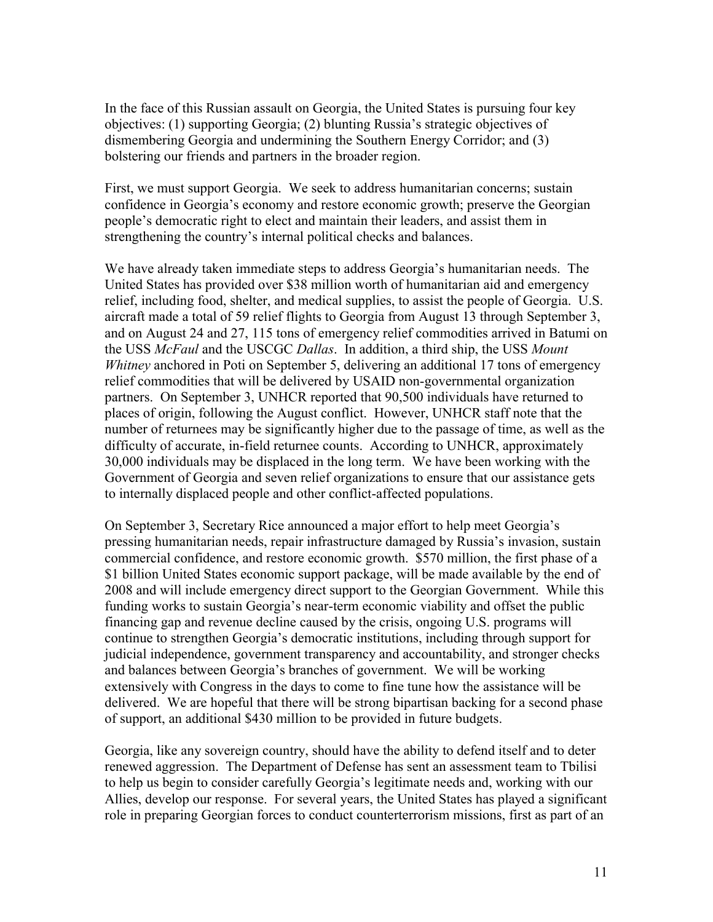In the face of this Russian assault on Georgia, the United States is pursuing four key objectives: (1) supporting Georgia; (2) blunting Russia's strategic objectives of dismembering Georgia and undermining the Southern Energy Corridor; and (3) bolstering our friends and partners in the broader region.

First, we must support Georgia. We seek to address humanitarian concerns; sustain confidence in Georgia's economy and restore economic growth; preserve the Georgian people's democratic right to elect and maintain their leaders, and assist them in strengthening the country's internal political checks and balances.

We have already taken immediate steps to address Georgia's humanitarian needs. The United States has provided over $38 million worth of humanitarian aid and emergency relief, including food, shelter, and medical supplies, to assist the people of Georgia. U.S. aircraft made a total of 59 relief flights to Georgia from August 13 through September 3, and on August 24 and 27, 115 tons of emergency relief commodities arrived in Batumi on the USS *McFaul* and the USCGC *Dallas*. In addition, a third ship, the USS *Mount Whitney* anchored in Poti on September 5, delivering an additional 17 tons of emergency relief commodities that will be delivered by USAID non-governmental organization partners. On September 3, UNHCR reported that 90,500 individuals have returned to places of origin, following the August conflict. However, UNHCR staff note that the number of returnees may be significantly higher due to the passage of time, as well as the difficulty of accurate, in-field returnee counts. According to UNHCR, approximately 30,000 individuals may be displaced in the long term. We have been working with the Government of Georgia and seven relief organizations to ensure that our assistance gets to internally displaced people and other conflict-affected populations.

On September 3, Secretary Rice announced a major effort to help meet Georgia's pressing humanitarian needs, repair infrastructure damaged by Russia's invasion, sustain commercial confidence, and restore economic growth. $570 million, the first phase of a $1 billion United States economic support package, will be made available by the end of 2008 and will include emergency direct support to the Georgian Government. While this funding works to sustain Georgia's near-term economic viability and offset the public financing gap and revenue decline caused by the crisis, ongoing U.S. programs will continue to strengthen Georgia's democratic institutions, including through support for judicial independence, government transparency and accountability, and stronger checks and balances between Georgia's branches of government. We will be working extensively with Congress in the days to come to fine tune how the assistance will be delivered. We are hopeful that there will be strong bipartisan backing for a second phase of support, an additional $430 million to be provided in future budgets.

Georgia, like any sovereign country, should have the ability to defend itself and to deter renewed aggression. The Department of Defense has sent an assessment team to Tbilisi to help us begin to consider carefully Georgia's legitimate needs and, working with our Allies, develop our response. For several years, the United States has played a significant role in preparing Georgian forces to conduct counterterrorism missions, first as part of an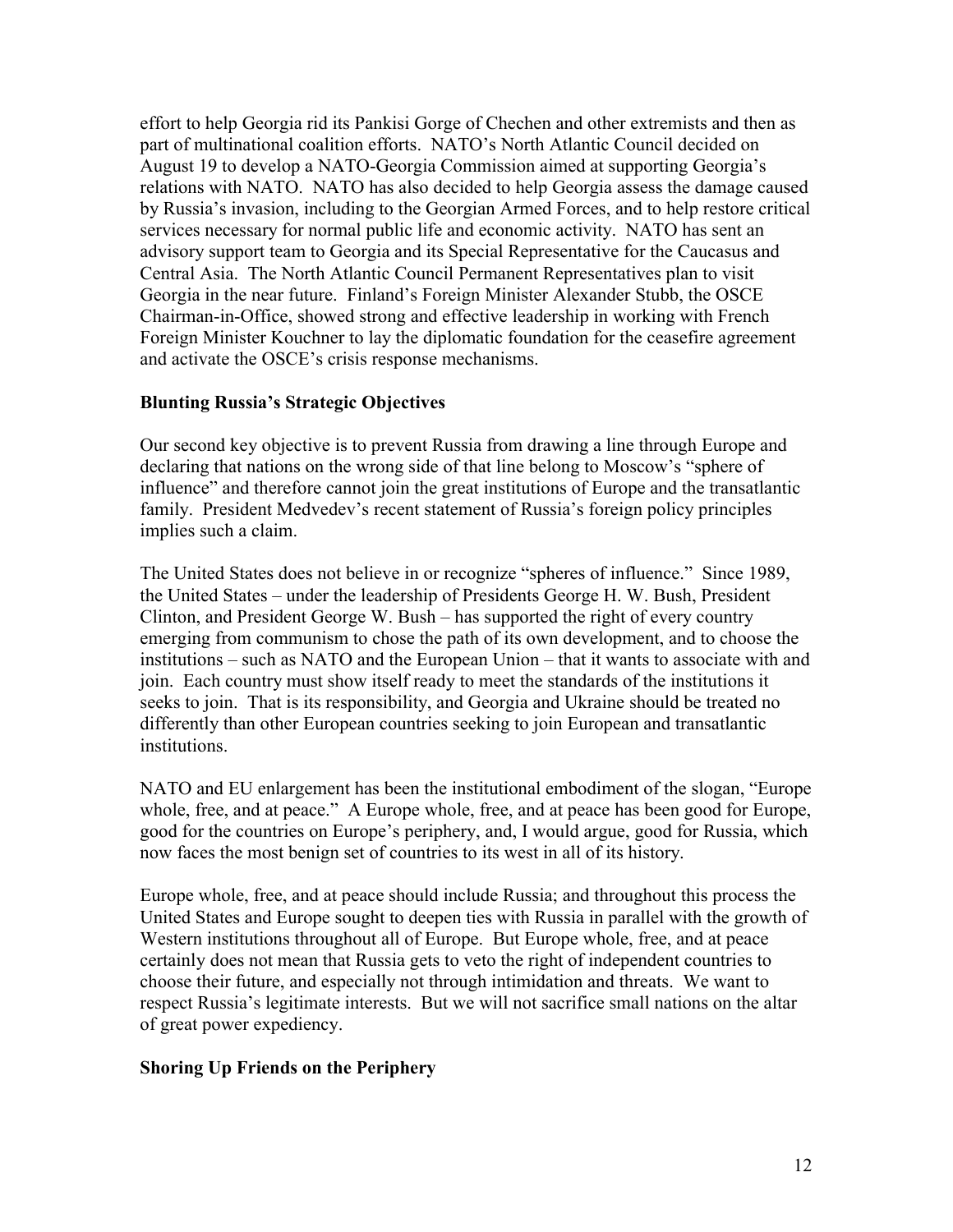effort to help Georgia rid its Pankisi Gorge of Chechen and other extremists and then as part of multinational coalition efforts. NATO's North Atlantic Council decided on August 19 to develop a NATO-Georgia Commission aimed at supporting Georgia's relations with NATO. NATO has also decided to help Georgia assess the damage caused by Russia's invasion, including to the Georgian Armed Forces, and to help restore critical services necessary for normal public life and economic activity. NATO has sent an advisory support team to Georgia and its Special Representative for the Caucasus and Central Asia. The North Atlantic Council Permanent Representatives plan to visit Georgia in the near future. Finland's Foreign Minister Alexander Stubb, the OSCE Chairman-in-Office, showed strong and effective leadership in working with French Foreign Minister Kouchner to lay the diplomatic foundation for the ceasefire agreement and activate the OSCE's crisis response mechanisms.

**Blunting Russia's Strategic Objectives**

Our second key objective is to prevent Russia from drawing a line through Europe and declaring that nations on the wrong side of that line belong to Moscow's "sphere of influence" and therefore cannot join the great institutions of Europe and the transatlantic family. President Medvedev's recent statement of Russia's foreign policy principles implies such a claim.

The United States does not believe in or recognize "spheres of influence." Since 1989, the United States – under the leadership of Presidents George H. W. Bush, President Clinton, and President George W. Bush – has supported the right of every country emerging from communism to chose the path of its own development, and to choose the institutions – such as NATO and the European Union – that it wants to associate with and join. Each country must show itself ready to meet the standards of the institutions it seeks to join. That is its responsibility, and Georgia and Ukraine should be treated no differently than other European countries seeking to join European and transatlantic institutions.

NATO and EU enlargement has been the institutional embodiment of the slogan, "Europe whole, free, and at peace." A Europe whole, free, and at peace has been good for Europe, good for the countries on Europe's periphery, and, I would argue, good for Russia, which now faces the most benign set of countries to its west in all of its history.

Europe whole, free, and at peace should include Russia; and throughout this process the United States and Europe sought to deepen ties with Russia in parallel with the growth of Western institutions throughout all of Europe. But Europe whole, free, and at peace certainly does not mean that Russia gets to veto the right of independent countries to choose their future, and especially not through intimidation and threats. We want to respect Russia's legitimate interests. But we will not sacrifice small nations on the altar of great power expediency.

**Shoring Up Friends on the Periphery**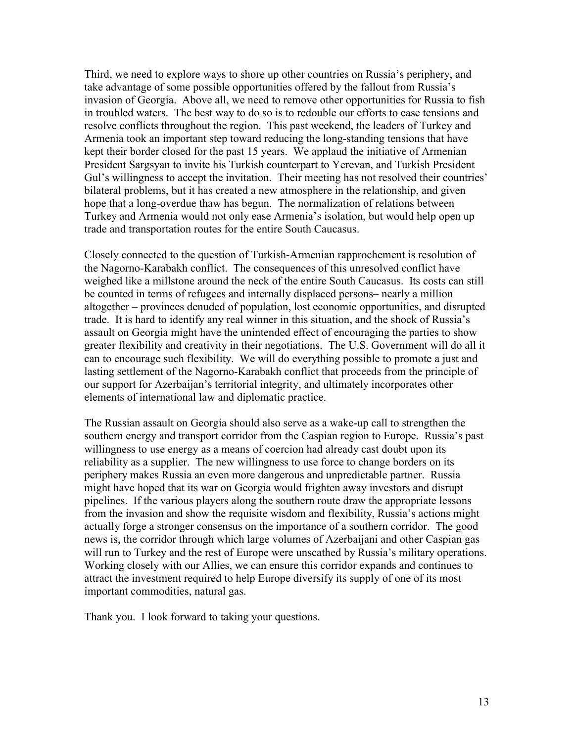Third, we need to explore ways to shore up other countries on Russia's periphery, and take advantage of some possible opportunities offered by the fallout from Russia's invasion of Georgia. Above all, we need to remove other opportunities for Russia to fish in troubled waters. The best way to do so is to redouble our efforts to ease tensions and resolve conflicts throughout the region. This past weekend, the leaders of Turkey and Armenia took an important step toward reducing the long-standing tensions that have kept their border closed for the past 15 years. We applaud the initiative of Armenian President Sargsyan to invite his Turkish counterpart to Yerevan, and Turkish President Gul's willingness to accept the invitation. Their meeting has not resolved their countries' bilateral problems, but it has created a new atmosphere in the relationship, and given hope that a long-overdue thaw has begun. The normalization of relations between Turkey and Armenia would not only ease Armenia's isolation, but would help open up trade and transportation routes for the entire South Caucasus.

Closely connected to the question of Turkish-Armenian rapprochement is resolution of the Nagorno-Karabakh conflict. The consequences of this unresolved conflict have weighed like a millstone around the neck of the entire South Caucasus. Its costs can still be counted in terms of refugees and internally displaced persons– nearly a million altogether – provinces denuded of population, lost economic opportunities, and disrupted trade. It is hard to identify any real winner in this situation, and the shock of Russia's assault on Georgia might have the unintended effect of encouraging the parties to show greater flexibility and creativity in their negotiations. The U.S. Government will do all it can to encourage such flexibility. We will do everything possible to promote a just and lasting settlement of the Nagorno-Karabakh conflict that proceeds from the principle of our support for Azerbaijan's territorial integrity, and ultimately incorporates other elements of international law and diplomatic practice.

The Russian assault on Georgia should also serve as a wake-up call to strengthen the southern energy and transport corridor from the Caspian region to Europe. Russia's past willingness to use energy as a means of coercion had already cast doubt upon its reliability as a supplier. The new willingness to use force to change borders on its periphery makes Russia an even more dangerous and unpredictable partner. Russia might have hoped that its war on Georgia would frighten away investors and disrupt pipelines. If the various players along the southern route draw the appropriate lessons from the invasion and show the requisite wisdom and flexibility, Russia's actions might actually forge a stronger consensus on the importance of a southern corridor. The good news is, the corridor through which large volumes of Azerbaijani and other Caspian gas will run to Turkey and the rest of Europe were unscathed by Russia's military operations. Working closely with our Allies, we can ensure this corridor expands and continues to attract the investment required to help Europe diversify its supply of one of its most important commodities, natural gas.

Thank you. I look forward to taking your questions.